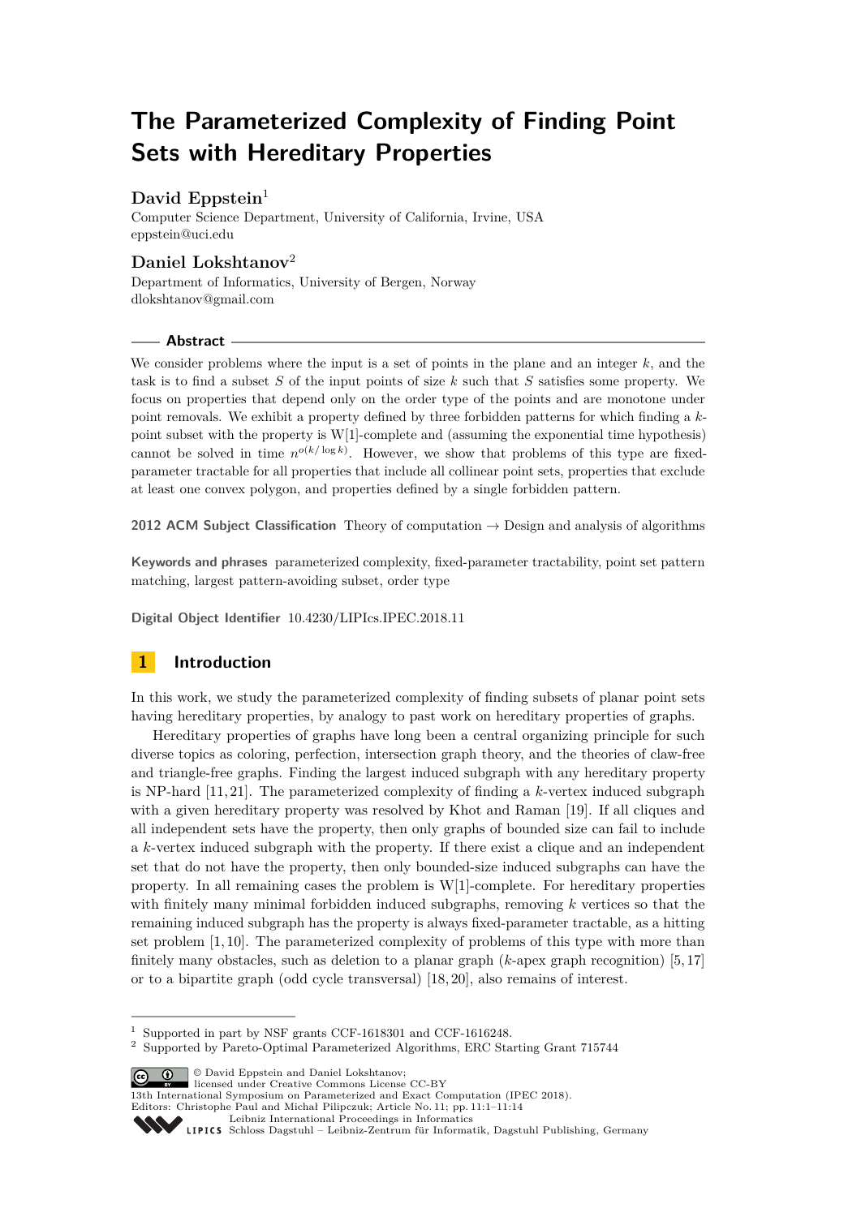# The Parameterized Complexity of Finding Point Sets with Hereditary Properties

**David Eppstein**[1]

Computer Science Department, University of California, Irvine, USA
eppstein@uci.edu

**Daniel Lokshtanov**[2]

Department of Informatics, University of Bergen, Norway
dlokshtanov@gmail.com

## Abstract

We consider problems where the input is a set of points in the plane and an integer $k$, and the task is to find a subset $S$ of the input points of size $k$ such that $S$ satisfies some property. We focus on properties that depend only on the order type of the points and are monotone under point removals. We exhibit a property defined by three forbidden patterns for which finding a $k$-point subset with the property is W[1]-complete and (assuming the exponential time hypothesis) cannot be solved in time $n^{o(k/\log k)}$. However, we show that problems of this type are fixed-parameter tractable for all properties that include all collinear point sets, properties that exclude at least one convex polygon, and properties defined by a single forbidden pattern.

**2012 ACM Subject Classification** Theory of computation → Design and analysis of algorithms

**Keywords and phrases** parameterized complexity, fixed-parameter tractability, point set pattern matching, largest pattern-avoiding subset, order type

**Digital Object Identifier** 10.4230/LIPIcs.IPEC.2018.11

## 1 Introduction

In this work, we study the parameterized complexity of finding subsets of planar point sets having hereditary properties, by analogy to past work on hereditary properties of graphs.

Hereditary properties of graphs have long been a central organizing principle for such diverse topics as coloring, perfection, intersection graph theory, and the theories of claw-free and triangle-free graphs. Finding the largest induced subgraph with any hereditary property is NP-hard [11,21]. The parameterized complexity of finding a $k$-vertex induced subgraph with a given hereditary property was resolved by Khot and Raman [19]. If all cliques and all independent sets have the property, then only graphs of bounded size can fail to include a $k$-vertex induced subgraph with the property. If there exist a clique and an independent set that do not have the property, then only bounded-size induced subgraphs can have the property. In all remaining cases the problem is W[1]-complete. For hereditary properties with finitely many minimal forbidden induced subgraphs, removing $k$ vertices so that the remaining induced subgraph has the property is always fixed-parameter tractable, as a hitting set problem [1,10]. The parameterized complexity of problems of this type with more than finitely many obstacles, such as deletion to a planar graph ($k$-apex graph recognition) [5,17] or to a bipartite graph (odd cycle transversal) [18,20], also remains of interest.

---

[1] Supported in part by NSF grants CCF-1618301 and CCF-1616248.

[2] Supported by Pareto-Optimal Parameterized Algorithms, ERC Starting Grant 715744

© David Eppstein and Daniel Lokshtanov;
licensed under Creative Commons License CC-BY
13th International Symposium on Parameterized and Exact Computation (IPEC 2018).
Editors: Christophe Paul and Michał Pilipczuk; Article No. 11; pp. 11:1–11:14
Leibniz International Proceedings in Informatics
Schloss Dagstuhl – Leibniz-Zentrum für Informatik, Dagstuhl Publishing, Germany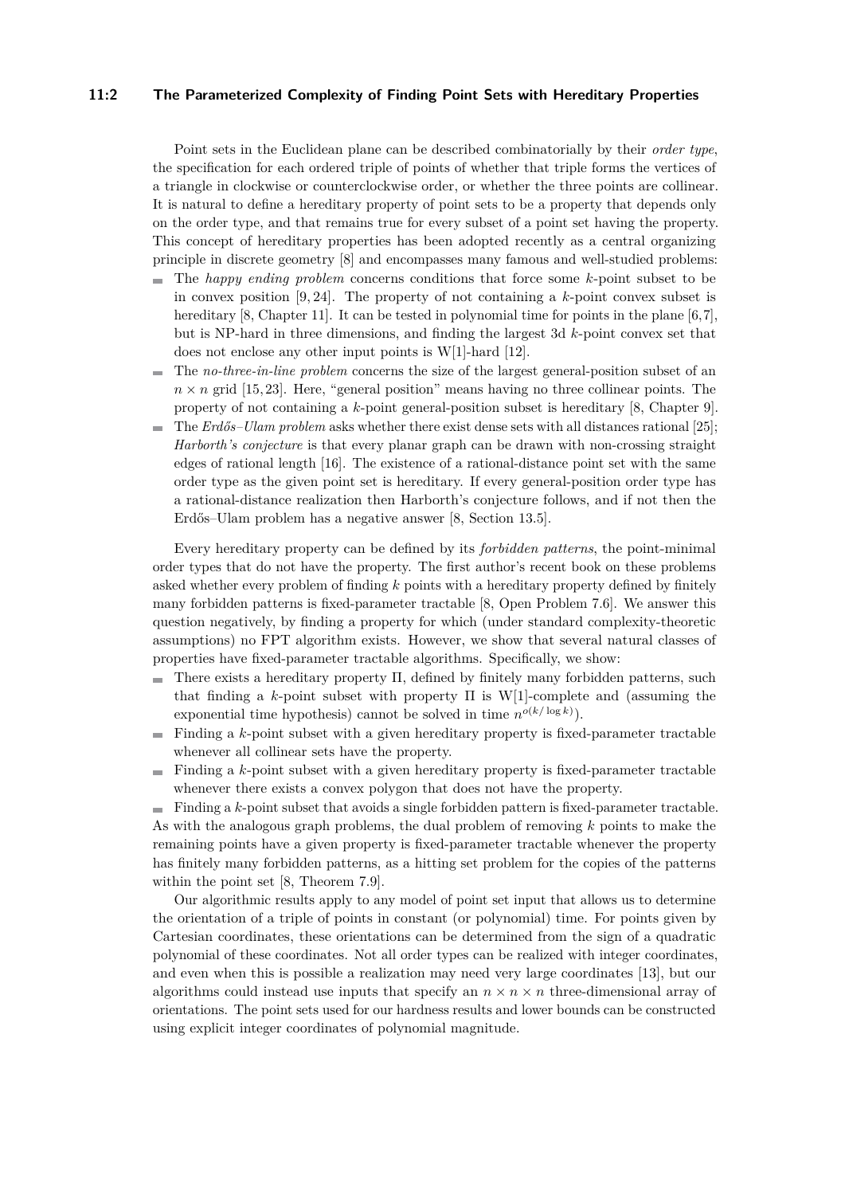Point sets in the Euclidean plane can be described combinatorially by their *order type*, the specification for each ordered triple of points of whether that triple forms the vertices of a triangle in clockwise or counterclockwise order, or whether the three points are collinear. It is natural to define a hereditary property of point sets to be a property that depends only on the order type, and that remains true for every subset of a point set having the property. This concept of hereditary properties has been adopted recently as a central organizing principle in discrete geometry [8] and encompasses many famous and well-studied problems:

- The *happy ending problem* concerns conditions that force some $k$-point subset to be in convex position [9, 24]. The property of not containing a $k$-point convex subset is hereditary [8, Chapter 11]. It can be tested in polynomial time for points in the plane [6, 7], but is NP-hard in three dimensions, and finding the largest 3d $k$-point convex set that does not enclose any other input points is W[1]-hard [12].
- The *no-three-in-line problem* concerns the size of the largest general-position subset of an $n \times n$ grid [15, 23]. Here, "general position" means having no three collinear points. The property of not containing a $k$-point general-position subset is hereditary [8, Chapter 9].
- The *Erdős–Ulam problem* asks whether there exist dense sets with all distances rational [25]; *Harborth's conjecture* is that every planar graph can be drawn with non-crossing straight edges of rational length [16]. The existence of a rational-distance point set with the same order type as the given point set is hereditary. If every general-position order type has a rational-distance realization then Harborth's conjecture follows, and if not then the Erdős–Ulam problem has a negative answer [8, Section 13.5].

Every hereditary property can be defined by its *forbidden patterns*, the point-minimal order types that do not have the property. The first author's recent book on these problems asked whether every problem of finding $k$ points with a hereditary property defined by finitely many forbidden patterns is fixed-parameter tractable [8, Open Problem 7.6]. We answer this question negatively, by finding a property for which (under standard complexity-theoretic assumptions) no FPT algorithm exists. However, we show that several natural classes of properties have fixed-parameter tractable algorithms. Specifically, we show:

- There exists a hereditary property $\Pi$, defined by finitely many forbidden patterns, such that finding a $k$-point subset with property $\Pi$ is W[1]-complete and (assuming the exponential time hypothesis) cannot be solved in time $n^{o(k/\log k)}$.
- Finding a $k$-point subset with a given hereditary property is fixed-parameter tractable whenever all collinear sets have the property.
- Finding a $k$-point subset with a given hereditary property is fixed-parameter tractable whenever there exists a convex polygon that does not have the property.
- Finding a $k$-point subset that avoids a single forbidden pattern is fixed-parameter tractable.

As with the analogous graph problems, the dual problem of removing $k$ points to make the remaining points have a given property is fixed-parameter tractable whenever the property has finitely many forbidden patterns, as a hitting set problem for the copies of the patterns within the point set [8, Theorem 7.9].

Our algorithmic results apply to any model of point set input that allows us to determine the orientation of a triple of points in constant (or polynomial) time. For points given by Cartesian coordinates, these orientations can be determined from the sign of a quadratic polynomial of these coordinates. Not all order types can be realized with integer coordinates, and even when this is possible a realization may need very large coordinates [13], but our algorithms could instead use inputs that specify an $n \times n \times n$ three-dimensional array of orientations. The point sets used for our hardness results and lower bounds can be constructed using explicit integer coordinates of polynomial magnitude.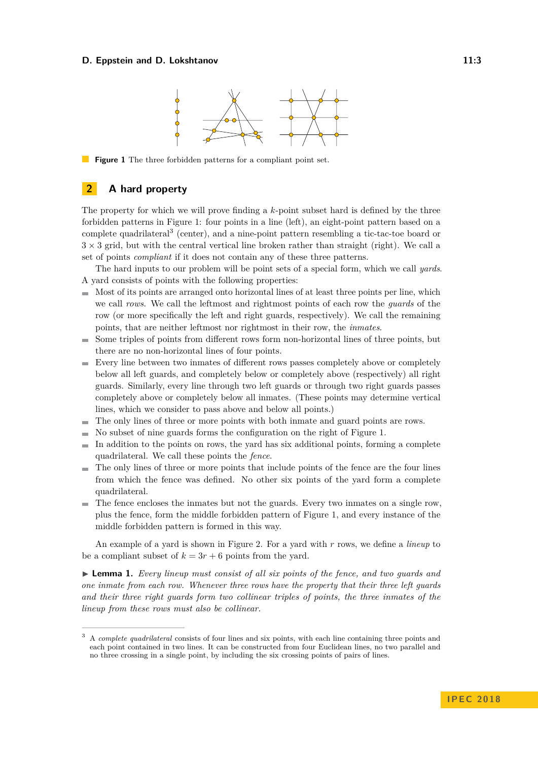**Figure 1** The three forbidden patterns for a compliant point set.

## 2 A hard property

The property for which we will prove finding a $k$-point subset hard is defined by the three forbidden patterns in Figure 1: four points in a line (left), an eight-point pattern based on a complete quadrilateral[3] (center), and a nine-point pattern resembling a tic-tac-toe board or $3 \times 3$ grid, but with the central vertical line broken rather than straight (right). We call a set of points *compliant* if it does not contain any of these three patterns.

The hard inputs to our problem will be point sets of a special form, which we call *yards*. A yard consists of points with the following properties:

- Most of its points are arranged onto horizontal lines of at least three points per line, which we call *rows*. We call the leftmost and rightmost points of each row the *guards* of the row (or more specifically the left and right guards, respectively). We call the remaining points, that are neither leftmost nor rightmost in their row, the *inmates*.
- Some triples of points from different rows form non-horizontal lines of three points, but there are no non-horizontal lines of four points.
- Every line between two inmates of different rows passes completely above or completely below all left guards, and completely below or completely above (respectively) all right guards. Similarly, every line through two left guards or through two right guards passes completely above or completely below all inmates. (These points may determine vertical lines, which we consider to pass above and below all points.)
- The only lines of three or more points with both inmate and guard points are rows.
- No subset of nine guards forms the configuration on the right of Figure 1.
- In addition to the points on rows, the yard has six additional points, forming a complete quadrilateral. We call these points the *fence*.
- The only lines of three or more points that include points of the fence are the four lines from which the fence was defined. No other six points of the yard form a complete quadrilateral.
- The fence encloses the inmates but not the guards. Every two inmates on a single row, plus the fence, form the middle forbidden pattern of Figure 1, and every instance of the middle forbidden pattern is formed in this way.

An example of a yard is shown in Figure 2. For a yard with $r$ rows, we define a *lineup* to be a compliant subset of $k = 3r + 6$ points from the yard.

▶ **Lemma 1.** *Every lineup must consist of all six points of the fence, and two guards and one inmate from each row. Whenever three rows have the property that their three left guards and their three right guards form two collinear triples of points, the three inmates of the lineup from these rows must also be collinear.*

---

[3] A *complete quadrilateral* consists of four lines and six points, with each line containing three points and each point contained in two lines. It can be constructed from four Euclidean lines, no two parallel and no three crossing in a single point, by including the six crossing points of pairs of lines.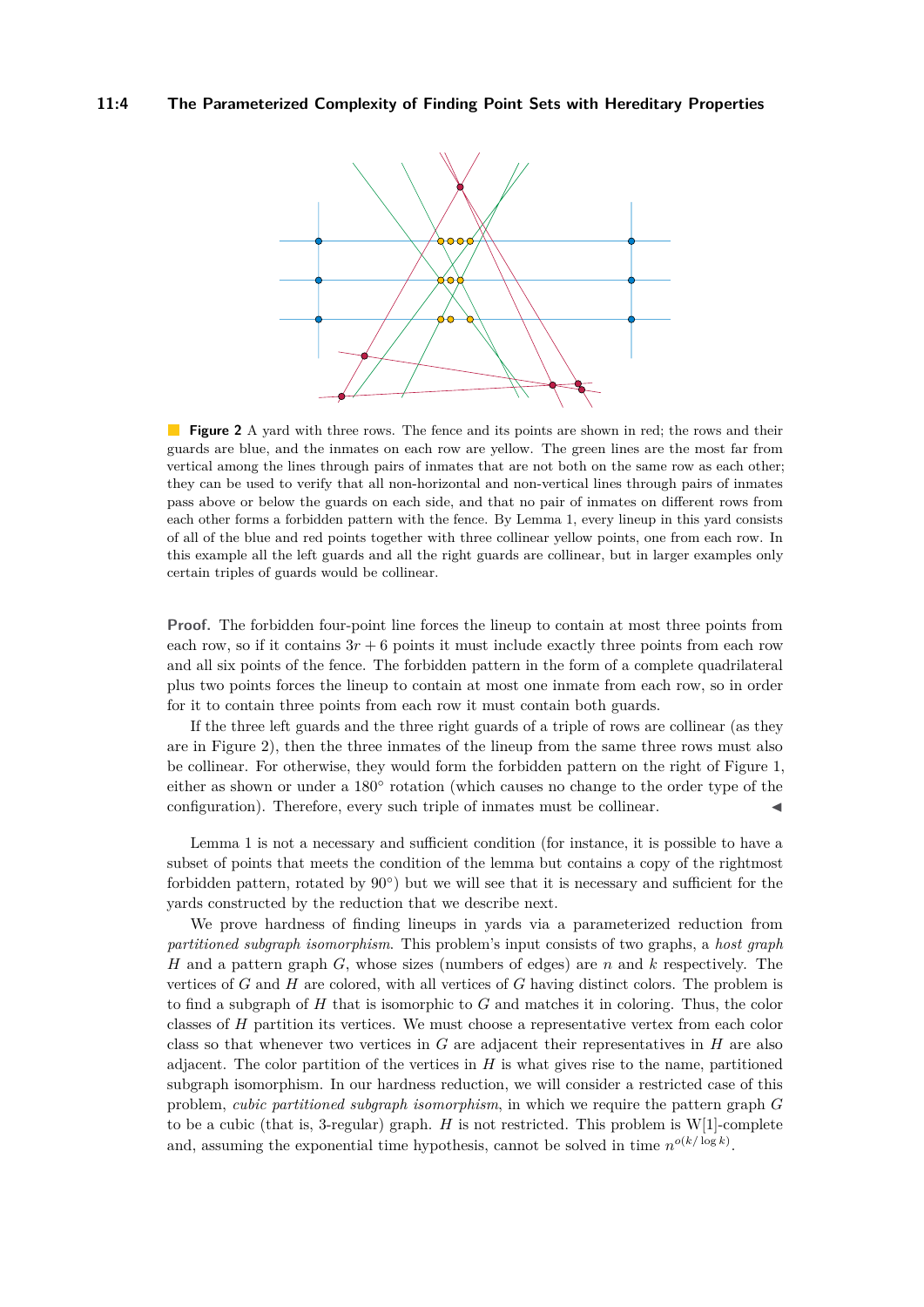**Figure 2** A yard with three rows. The fence and its points are shown in red; the rows and their guards are blue, and the inmates on each row are yellow. The green lines are the most far from vertical among the lines through pairs of inmates that are not both on the same row as each other; they can be used to verify that all non-horizontal and non-vertical lines through pairs of inmates pass above or below the guards on each side, and that no pair of inmates on different rows from each other forms a forbidden pattern with the fence. By Lemma 1, every lineup in this yard consists of all of the blue and red points together with three collinear yellow points, one from each row. In this example all the left guards and all the right guards are collinear, but in larger examples only certain triples of guards would be collinear.

**Proof.** The forbidden four-point line forces the lineup to contain at most three points from each row, so if it contains $3r + 6$ points it must include exactly three points from each row and all six points of the fence. The forbidden pattern in the form of a complete quadrilateral plus two points forces the lineup to contain at most one inmate from each row, so in order for it to contain three points from each row it must contain both guards.

If the three left guards and the three right guards of a triple of rows are collinear (as they are in Figure 2), then the three inmates of the lineup from the same three rows must also be collinear. For otherwise, they would form the forbidden pattern on the right of Figure 1, either as shown or under a 180° rotation (which causes no change to the order type of the configuration). Therefore, every such triple of inmates must be collinear. ◀

Lemma 1 is not a necessary and sufficient condition (for instance, it is possible to have a subset of points that meets the condition of the lemma but contains a copy of the rightmost forbidden pattern, rotated by 90°) but we will see that it is necessary and sufficient for the yards constructed by the reduction that we describe next.

We prove hardness of finding lineups in yards via a parameterized reduction from *partitioned subgraph isomorphism*. This problem's input consists of two graphs, a *host graph* $H$ and a pattern graph $G$, whose sizes (numbers of edges) are $n$ and $k$ respectively. The vertices of $G$ and $H$ are colored, with all vertices of $G$ having distinct colors. The problem is to find a subgraph of $H$ that is isomorphic to $G$ and matches it in coloring. Thus, the color classes of $H$ partition its vertices. We must choose a representative vertex from each color class so that whenever two vertices in $G$ are adjacent their representatives in $H$ are also adjacent. The color partition of the vertices in $H$ is what gives rise to the name, partitioned subgraph isomorphism. In our hardness reduction, we will consider a restricted case of this problem, *cubic partitioned subgraph isomorphism*, in which we require the pattern graph $G$ to be a cubic (that is, 3-regular) graph. $H$ is not restricted. This problem is W[1]-complete and, assuming the exponential time hypothesis, cannot be solved in time $n^{o(k/\log k)}$.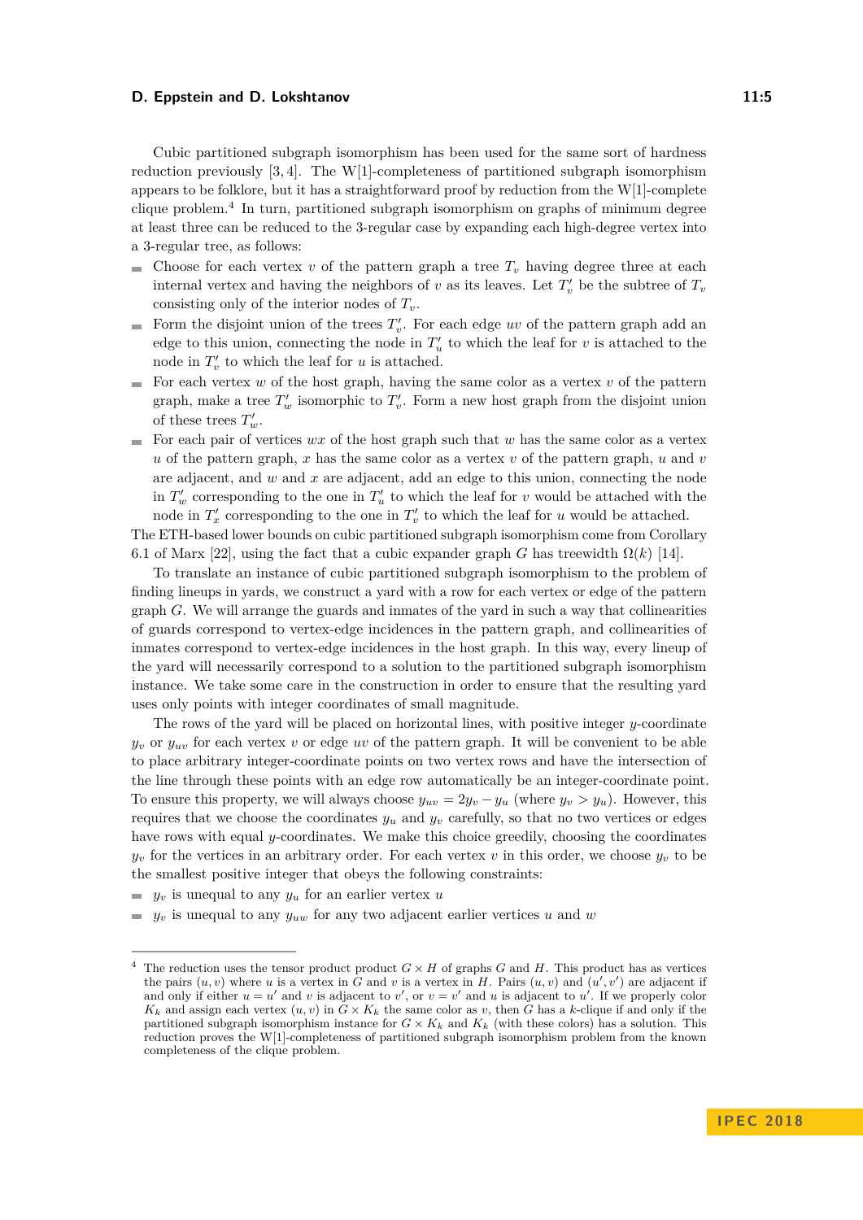Cubic partitioned subgraph isomorphism has been used for the same sort of hardness reduction previously [3,4]. The W[1]-completeness of partitioned subgraph isomorphism appears to be folklore, but it has a straightforward proof by reduction from the W[1]-complete clique problem.[4] In turn, partitioned subgraph isomorphism on graphs of minimum degree at least three can be reduced to the 3-regular case by expanding each high-degree vertex into a 3-regular tree, as follows:

- Choose for each vertex $v$ of the pattern graph a tree $T_v$ having degree three at each internal vertex and having the neighbors of $v$ as its leaves. Let $T'_v$ be the subtree of $T_v$ consisting only of the interior nodes of $T_v$.
- Form the disjoint union of the trees $T'_v$. For each edge $uv$ of the pattern graph add an edge to this union, connecting the node in $T'_u$ to which the leaf for $v$ is attached to the node in $T'_v$ to which the leaf for $u$ is attached.
- For each vertex $w$ of the host graph, having the same color as a vertex $v$ of the pattern graph, make a tree $T'_w$ isomorphic to $T'_v$. Form a new host graph from the disjoint union of these trees $T'_w$.
- For each pair of vertices $wx$ of the host graph such that $w$ has the same color as a vertex $u$ of the pattern graph, $x$ has the same color as a vertex $v$ of the pattern graph, $u$ and $v$ are adjacent, and $w$ and $x$ are adjacent, add an edge to this union, connecting the node in $T'_w$ corresponding to the one in $T'_u$ to which the leaf for $v$ would be attached with the node in $T'_x$ corresponding to the one in $T'_v$ to which the leaf for $u$ would be attached.

The ETH-based lower bounds on cubic partitioned subgraph isomorphism come from Corollary 6.1 of Marx [22], using the fact that a cubic expander graph $G$ has treewidth $\Omega(k)$ [14].

To translate an instance of cubic partitioned subgraph isomorphism to the problem of finding lineups in yards, we construct a yard with a row for each vertex or edge of the pattern graph $G$. We will arrange the guards and inmates of the yard in such a way that collinearities of guards correspond to vertex-edge incidences in the pattern graph, and collinearities of inmates correspond to vertex-edge incidences in the host graph. In this way, every lineup of the yard will necessarily correspond to a solution to the partitioned subgraph isomorphism instance. We take some care in the construction in order to ensure that the resulting yard uses only points with integer coordinates of small magnitude.

The rows of the yard will be placed on horizontal lines, with positive integer $y$-coordinate $y_v$ or $y_{uv}$ for each vertex $v$ or edge $uv$ of the pattern graph. It will be convenient to be able to place arbitrary integer-coordinate points on two vertex rows and have the intersection of the line through these points with an edge row automatically be an integer-coordinate point. To ensure this property, we will always choose $y_{uv} = 2y_v - y_u$ (where $y_v > y_u$). However, this requires that we choose the coordinates $y_u$ and $y_v$ carefully, so that no two vertices or edges have rows with equal $y$-coordinates. We make this choice greedily, choosing the coordinates $y_v$ for the vertices in an arbitrary order. For each vertex $v$ in this order, we choose $y_v$ to be the smallest positive integer that obeys the following constraints:

- $y_v$ is unequal to any $y_u$ for an earlier vertex $u$
- $y_v$ is unequal to any $y_{uw}$ for any two adjacent earlier vertices $u$ and $w$

---

[4] The reduction uses the tensor product product $G \times H$ of graphs $G$ and $H$. This product has as vertices the pairs $(u, v)$ where $u$ is a vertex in $G$ and $v$ is a vertex in $H$. Pairs $(u, v)$ and $(u', v')$ are adjacent if and only if either $u = u'$ and $v$ is adjacent to $v'$, or $v = v'$ and $u$ is adjacent to $u'$. If we properly color $K_k$ and assign each vertex $(u, v)$ in $G \times K_k$ the same color as $v$, then $G$ has a $k$-clique if and only if the partitioned subgraph isomorphism instance for $G \times K_k$ and $K_k$ (with these colors) has a solution. This reduction proves the W[1]-completeness of partitioned subgraph isomorphism problem from the known completeness of the clique problem.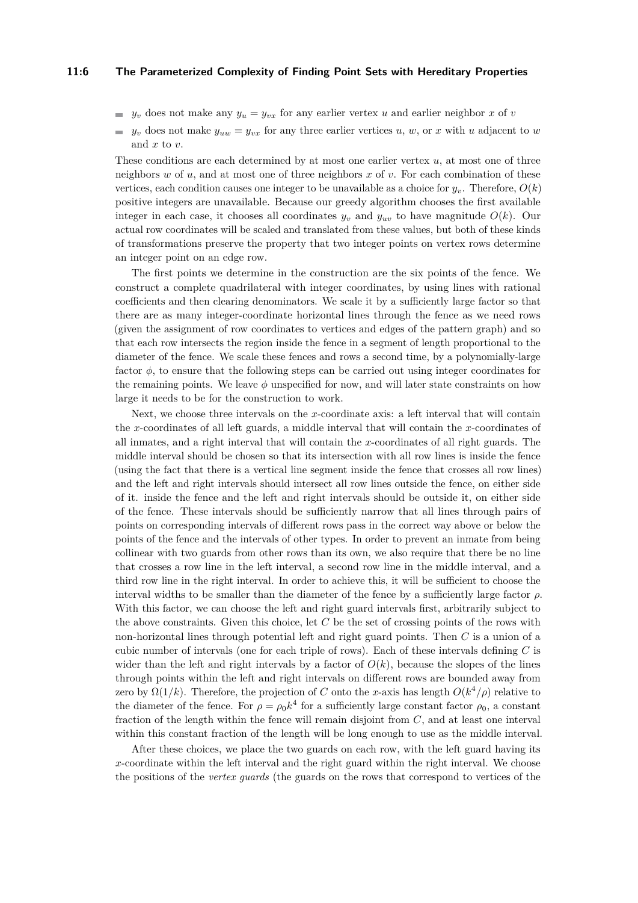- $y_v$ does not make any $y_u = y_{vx}$ for any earlier vertex $u$ and earlier neighbor $x$ of $v$
- $y_v$ does not make $y_{uw} = y_{vx}$ for any three earlier vertices $u$, $w$, or $x$ with $u$ adjacent to $w$ and $x$ to $v$.

These conditions are each determined by at most one earlier vertex $u$, at most one of three neighbors $w$ of $u$, and at most one of three neighbors $x$ of $v$. For each combination of these vertices, each condition causes one integer to be unavailable as a choice for $y_v$. Therefore, $O(k)$ positive integers are unavailable. Because our greedy algorithm chooses the first available integer in each case, it chooses all coordinates $y_v$ and $y_{uv}$ to have magnitude $O(k)$. Our actual row coordinates will be scaled and translated from these values, but both of these kinds of transformations preserve the property that two integer points on vertex rows determine an integer point on an edge row.

The first points we determine in the construction are the six points of the fence. We construct a complete quadrilateral with integer coordinates, by using lines with rational coefficients and then clearing denominators. We scale it by a sufficiently large factor so that there are as many integer-coordinate horizontal lines through the fence as we need rows (given the assignment of row coordinates to vertices and edges of the pattern graph) and so that each row intersects the region inside the fence in a segment of length proportional to the diameter of the fence. We scale these fences and rows a second time, by a polynomially-large factor $\phi$, to ensure that the following steps can be carried out using integer coordinates for the remaining points. We leave $\phi$ unspecified for now, and will later state constraints on how large it needs to be for the construction to work.

Next, we choose three intervals on the $x$-coordinate axis: a left interval that will contain the $x$-coordinates of all left guards, a middle interval that will contain the $x$-coordinates of all inmates, and a right interval that will contain the $x$-coordinates of all right guards. The middle interval should be chosen so that its intersection with all row lines is inside the fence (using the fact that there is a vertical line segment inside the fence that crosses all row lines) and the left and right intervals should intersect all row lines outside the fence, on either side of it. inside the fence and the left and right intervals should be outside it, on either side of the fence. These intervals should be sufficiently narrow that all lines through pairs of points on corresponding intervals of different rows pass in the correct way above or below the points of the fence and the intervals of other types. In order to prevent an inmate from being collinear with two guards from other rows than its own, we also require that there be no line that crosses a row line in the left interval, a second row line in the middle interval, and a third row line in the right interval. In order to achieve this, it will be sufficient to choose the interval widths to be smaller than the diameter of the fence by a sufficiently large factor $\rho$. With this factor, we can choose the left and right guard intervals first, arbitrarily subject to the above constraints. Given this choice, let $C$ be the set of crossing points of the rows with non-horizontal lines through potential left and right guard points. Then $C$ is a union of a cubic number of intervals (one for each triple of rows). Each of these intervals defining $C$ is wider than the left and right intervals by a factor of $O(k)$, because the slopes of the lines through points within the left and right intervals on different rows are bounded away from zero by $\Omega(1/k)$. Therefore, the projection of $C$ onto the $x$-axis has length $O(k^4/\rho)$ relative to the diameter of the fence. For $\rho = \rho_0 k^4$ for a sufficiently large constant factor $\rho_0$, a constant fraction of the length within the fence will remain disjoint from $C$, and at least one interval within this constant fraction of the length will be long enough to use as the middle interval.

After these choices, we place the two guards on each row, with the left guard having its $x$-coordinate within the left interval and the right guard within the right interval. We choose the positions of the *vertex guards* (the guards on the rows that correspond to vertices of the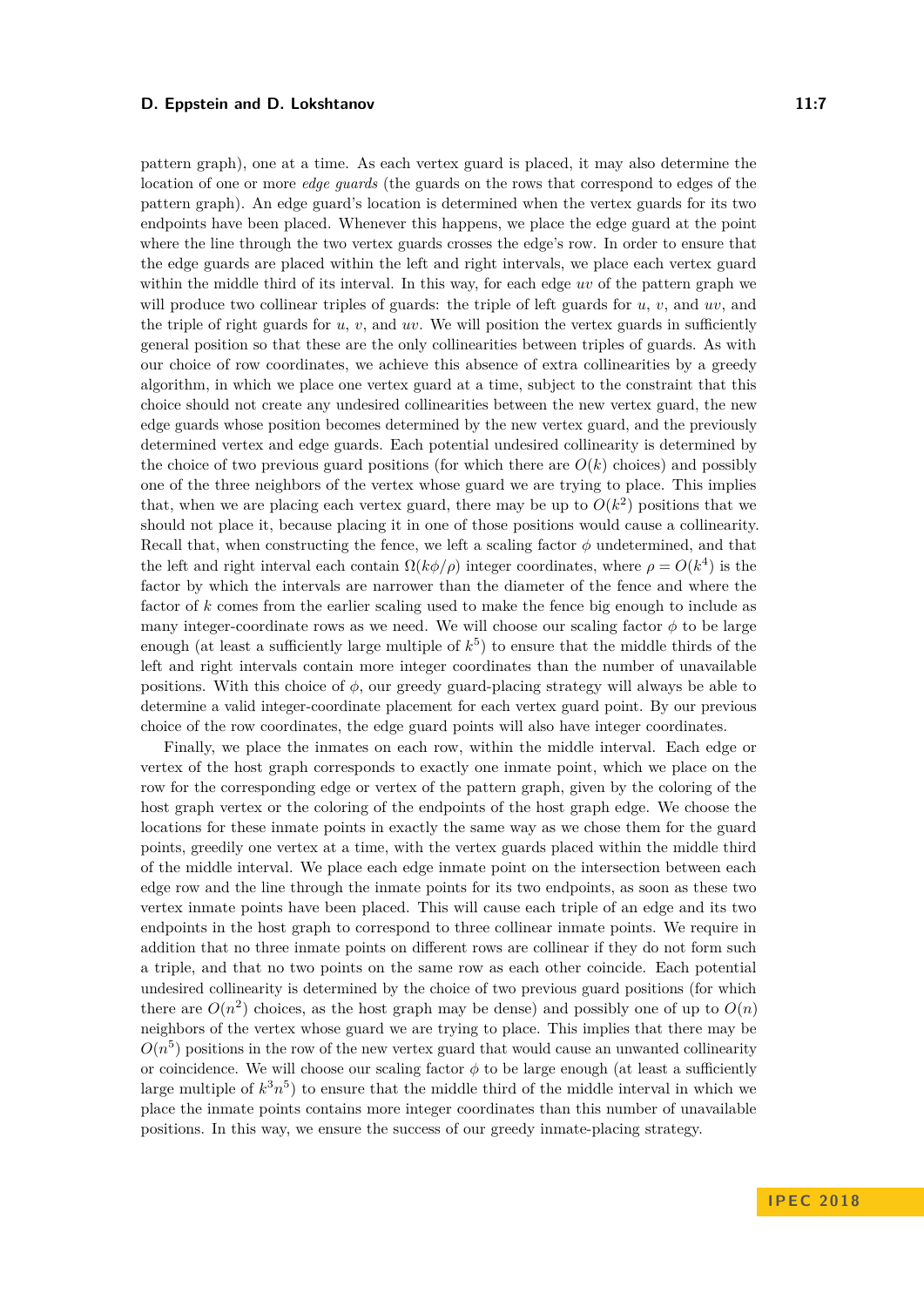pattern graph), one at a time. As each vertex guard is placed, it may also determine the location of one or more *edge guards* (the guards on the rows that correspond to edges of the pattern graph). An edge guard's location is determined when the vertex guards for its two endpoints have been placed. Whenever this happens, we place the edge guard at the point where the line through the two vertex guards crosses the edge's row. In order to ensure that the edge guards are placed within the left and right intervals, we place each vertex guard within the middle third of its interval. In this way, for each edge $uv$ of the pattern graph we will produce two collinear triples of guards: the triple of left guards for $u$, $v$, and $uv$, and the triple of right guards for $u$, $v$, and $uv$. We will position the vertex guards in sufficiently general position so that these are the only collinearities between triples of guards. As with our choice of row coordinates, we achieve this absence of extra collinearities by a greedy algorithm, in which we place one vertex guard at a time, subject to the constraint that this choice should not create any undesired collinearities between the new vertex guard, the new edge guards whose position becomes determined by the new vertex guard, and the previously determined vertex and edge guards. Each potential undesired collinearity is determined by the choice of two previous guard positions (for which there are $O(k)$ choices) and possibly one of the three neighbors of the vertex whose guard we are trying to place. This implies that, when we are placing each vertex guard, there may be up to $O(k^2)$ positions that we should not place it, because placing it in one of those positions would cause a collinearity. Recall that, when constructing the fence, we left a scaling factor $\phi$ undetermined, and that the left and right interval each contain $\Omega(k\phi/\rho)$ integer coordinates, where $\rho = O(k^4)$ is the factor by which the intervals are narrower than the diameter of the fence and where the factor of $k$ comes from the earlier scaling used to make the fence big enough to include as many integer-coordinate rows as we need. We will choose our scaling factor $\phi$ to be large enough (at least a sufficiently large multiple of $k^5$) to ensure that the middle thirds of the left and right intervals contain more integer coordinates than the number of unavailable positions. With this choice of $\phi$, our greedy guard-placing strategy will always be able to determine a valid integer-coordinate placement for each vertex guard point. By our previous choice of the row coordinates, the edge guard points will also have integer coordinates.

Finally, we place the inmates on each row, within the middle interval. Each edge or vertex of the host graph corresponds to exactly one inmate point, which we place on the row for the corresponding edge or vertex of the pattern graph, given by the coloring of the host graph vertex or the coloring of the endpoints of the host graph edge. We choose the locations for these inmate points in exactly the same way as we chose them for the guard points, greedily one vertex at a time, with the vertex guards placed within the middle third of the middle interval. We place each edge inmate point on the intersection between each edge row and the line through the inmate points for its two endpoints, as soon as these two vertex inmate points have been placed. This will cause each triple of an edge and its two endpoints in the host graph to correspond to three collinear inmate points. We require in addition that no three inmate points on different rows are collinear if they do not form such a triple, and that no two points on the same row as each other coincide. Each potential undesired collinearity is determined by the choice of two previous guard positions (for which there are $O(n^2)$ choices, as the host graph may be dense) and possibly one of up to $O(n)$ neighbors of the vertex whose guard we are trying to place. This implies that there may be $O(n^5)$ positions in the row of the new vertex guard that would cause an unwanted collinearity or coincidence. We will choose our scaling factor $\phi$ to be large enough (at least a sufficiently large multiple of $k^3n^5$) to ensure that the middle third of the middle interval in which we place the inmate points contains more integer coordinates than this number of unavailable positions. In this way, we ensure the success of our greedy inmate-placing strategy.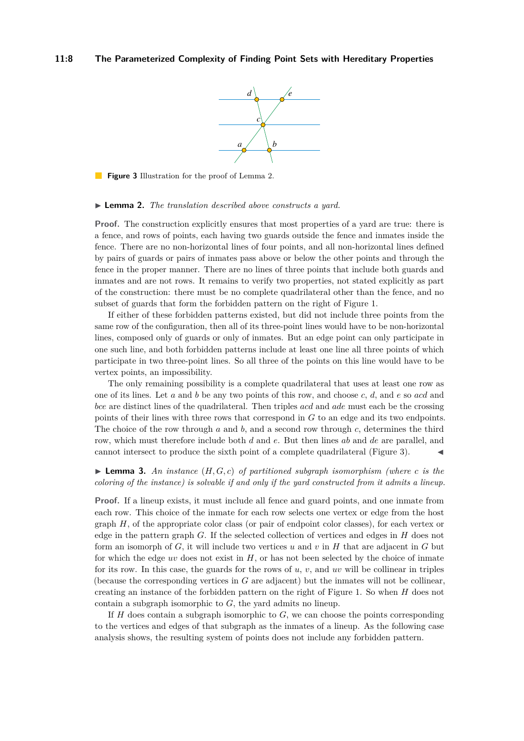**Figure 3** Illustration for the proof of Lemma 2.

▶ **Lemma 2.** *The translation described above constructs a yard.*

**Proof.** The construction explicitly ensures that most properties of a yard are true: there is a fence, and rows of points, each having two guards outside the fence and inmates inside the fence. There are no non-horizontal lines of four points, and all non-horizontal lines defined by pairs of guards or pairs of inmates pass above or below the other points and through the fence in the proper manner. There are no lines of three points that include both guards and inmates and are not rows. It remains to verify two properties, not stated explicitly as part of the construction: there must be no complete quadrilateral other than the fence, and no subset of guards that form the forbidden pattern on the right of Figure 1.

If either of these forbidden patterns existed, but did not include three points from the same row of the configuration, then all of its three-point lines would have to be non-horizontal lines, composed only of guards or only of inmates. But an edge point can only participate in one such line, and both forbidden patterns include at least one line all three points of which participate in two three-point lines. So all three of the points on this line would have to be vertex points, an impossibility.

The only remaining possibility is a complete quadrilateral that uses at least one row as one of its lines. Let $a$ and $b$ be any two points of this row, and choose $c$, $d$, and $e$ so $acd$ and $bce$ are distinct lines of the quadrilateral. Then triples $acd$ and $ade$ must each be the crossing points of their lines with three rows that correspond in $G$ to an edge and its two endpoints. The choice of the row through $a$ and $b$, and a second row through $c$, determines the third row, which must therefore include both $d$ and $e$. But then lines $ab$ and $de$ are parallel, and cannot intersect to produce the sixth point of a complete quadrilateral (Figure 3). ◀

▶ **Lemma 3.** *An instance $(H, G, c)$ of partitioned subgraph isomorphism (where $c$ is the coloring of the instance) is solvable if and only if the yard constructed from it admits a lineup.*

**Proof.** If a lineup exists, it must include all fence and guard points, and one inmate from each row. This choice of the inmate for each row selects one vertex or edge from the host graph $H$, of the appropriate color class (or pair of endpoint color classes), for each vertex or edge in the pattern graph $G$. If the selected collection of vertices and edges in $H$ does not form an isomorph of $G$, it will include two vertices $u$ and $v$ in $H$ that are adjacent in $G$ but for which the edge $uv$ does not exist in $H$, or has not been selected by the choice of inmate for its row. In this case, the guards for the rows of $u$, $v$, and $uv$ will be collinear in triples (because the corresponding vertices in $G$ are adjacent) but the inmates will not be collinear, creating an instance of the forbidden pattern on the right of Figure 1. So when $H$ does not contain a subgraph isomorphic to $G$, the yard admits no lineup.

If $H$ does contain a subgraph isomorphic to $G$, we can choose the points corresponding to the vertices and edges of that subgraph as the inmates of a lineup. As the following case analysis shows, the resulting system of points does not include any forbidden pattern.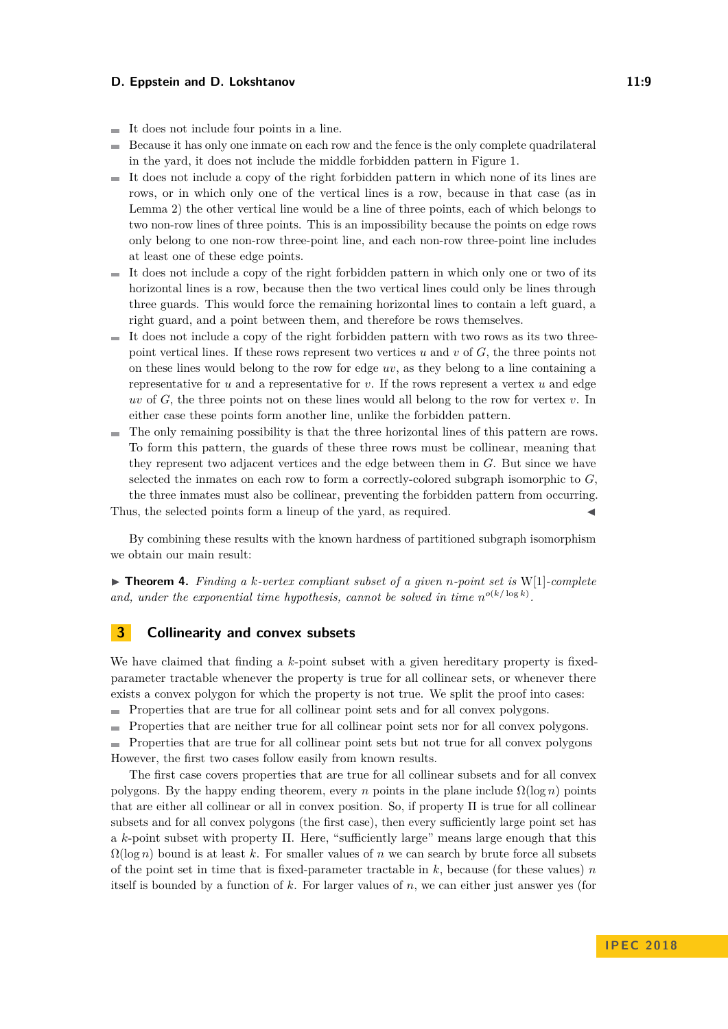- It does not include four points in a line.
- Because it has only one inmate on each row and the fence is the only complete quadrilateral in the yard, it does not include the middle forbidden pattern in Figure 1.
- It does not include a copy of the right forbidden pattern in which none of its lines are rows, or in which only one of the vertical lines is a row, because in that case (as in Lemma 2) the other vertical line would be a line of three points, each of which belongs to two non-row lines of three points. This is an impossibility because the points on edge rows only belong to one non-row three-point line, and each non-row three-point line includes at least one of these edge points.
- It does not include a copy of the right forbidden pattern in which only one or two of its horizontal lines is a row, because then the two vertical lines could only be lines through three guards. This would force the remaining horizontal lines to contain a left guard, a right guard, and a point between them, and therefore be rows themselves.
- It does not include a copy of the right forbidden pattern with two rows as its two three-point vertical lines. If these rows represent two vertices $u$ and $v$ of $G$, the three points not on these lines would belong to the row for edge $uv$, as they belong to a line containing a representative for $u$ and a representative for $v$. If the rows represent a vertex $u$ and edge $uv$ of $G$, the three points not on these lines would all belong to the row for vertex $v$. In either case these points form another line, unlike the forbidden pattern.
- The only remaining possibility is that the three horizontal lines of this pattern are rows. To form this pattern, the guards of these three rows must be collinear, meaning that they represent two adjacent vertices and the edge between them in $G$. But since we have selected the inmates on each row to form a correctly-colored subgraph isomorphic to $G$, the three inmates must also be collinear, preventing the forbidden pattern from occurring.

Thus, the selected points form a lineup of the yard, as required. ◀

By combining these results with the known hardness of partitioned subgraph isomorphism we obtain our main result:

▶ **Theorem 4.** *Finding a $k$-vertex compliant subset of a given $n$-point set is* W[1]*-complete and, under the exponential time hypothesis, cannot be solved in time $n^{o(k/\log k)}$.*

## 3 Collinearity and convex subsets

We have claimed that finding a $k$-point subset with a given hereditary property is fixed-parameter tractable whenever the property is true for all collinear sets, or whenever there exists a convex polygon for which the property is not true. We split the proof into cases:

- Properties that are true for all collinear point sets and for all convex polygons.
- Properties that are neither true for all collinear point sets nor for all convex polygons.
- Properties that are true for all collinear point sets but not true for all convex polygons

However, the first two cases follow easily from known results.

The first case covers properties that are true for all collinear subsets and for all convex polygons. By the happy ending theorem, every $n$ points in the plane include $\Omega(\log n)$ points that are either all collinear or all in convex position. So, if property $\Pi$ is true for all collinear subsets and for all convex polygons (the first case), then every sufficiently large point set has a $k$-point subset with property $\Pi$. Here, "sufficiently large" means large enough that this $\Omega(\log n)$ bound is at least $k$. For smaller values of $n$ we can search by brute force all subsets of the point set in time that is fixed-parameter tractable in $k$, because (for these values) $n$ itself is bounded by a function of $k$. For larger values of $n$, we can either just answer yes (for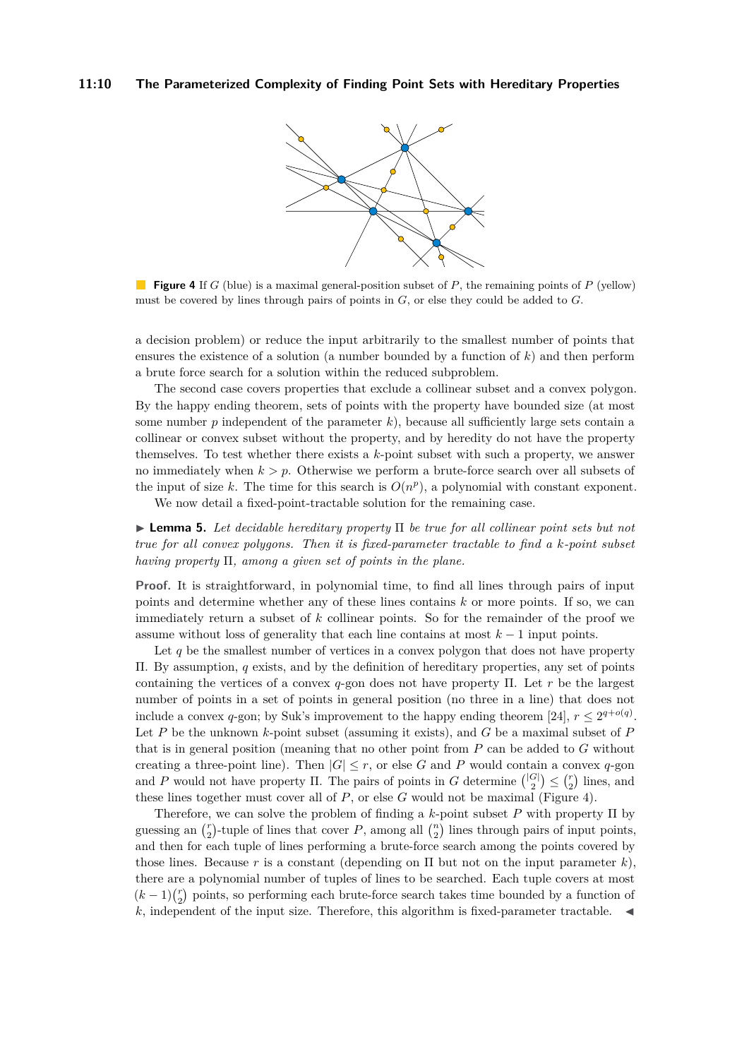**Figure 4** If $G$ (blue) is a maximal general-position subset of $P$, the remaining points of $P$ (yellow) must be covered by lines through pairs of points in $G$, or else they could be added to $G$.

a decision problem) or reduce the input arbitrarily to the smallest number of points that ensures the existence of a solution (a number bounded by a function of $k$) and then perform a brute force search for a solution within the reduced subproblem.

The second case covers properties that exclude a collinear subset and a convex polygon. By the happy ending theorem, sets of points with the property have bounded size (at most some number $p$ independent of the parameter $k$), because all sufficiently large sets contain a collinear or convex subset without the property, and by heredity do not have the property themselves. To test whether there exists a $k$-point subset with such a property, we answer no immediately when $k > p$. Otherwise we perform a brute-force search over all subsets of the input of size $k$. The time for this search is $O(n^p)$, a polynomial with constant exponent.

We now detail a fixed-point-tractable solution for the remaining case.

▶ **Lemma 5.** *Let decidable hereditary property* $\Pi$ *be true for all collinear point sets but not true for all convex polygons. Then it is fixed-parameter tractable to find a* $k$*-point subset having property* $\Pi$*, among a given set of points in the plane.*

**Proof.** It is straightforward, in polynomial time, to find all lines through pairs of input points and determine whether any of these lines contains $k$ or more points. If so, we can immediately return a subset of $k$ collinear points. So for the remainder of the proof we assume without loss of generality that each line contains at most $k-1$ input points.

Let $q$ be the smallest number of vertices in a convex polygon that does not have property $\Pi$. By assumption, $q$ exists, and by the definition of hereditary properties, any set of points containing the vertices of a convex $q$-gon does not have property $\Pi$. Let $r$ be the largest number of points in a set of points in general position (no three in a line) that does not include a convex $q$-gon; by Suk's improvement to the happy ending theorem [24], $r \le 2^{q+o(q)}$. Let $P$ be the unknown $k$-point subset (assuming it exists), and $G$ be a maximal subset of $P$ that is in general position (meaning that no other point from $P$ can be added to $G$ without creating a three-point line). Then $|G| \le r$, or else $G$ and $P$ would contain a convex $q$-gon and $P$ would not have property $\Pi$. The pairs of points in $G$ determine $\binom{|G|}{2} \le \binom{r}{2}$ lines, and these lines together must cover all of $P$, or else $G$ would not be maximal (Figure 4).

Therefore, we can solve the problem of finding a $k$-point subset $P$ with property $\Pi$ by guessing an $\binom{r}{2}$-tuple of lines that cover $P$, among all $\binom{n}{2}$ lines through pairs of input points, and then for each tuple of lines performing a brute-force search among the points covered by those lines. Because $r$ is a constant (depending on $\Pi$ but not on the input parameter $k$), there are a polynomial number of tuples of lines to be searched. Each tuple covers at most $(k-1)\binom{r}{2}$ points, so performing each brute-force search takes time bounded by a function of $k$, independent of the input size. Therefore, this algorithm is fixed-parameter tractable. ◀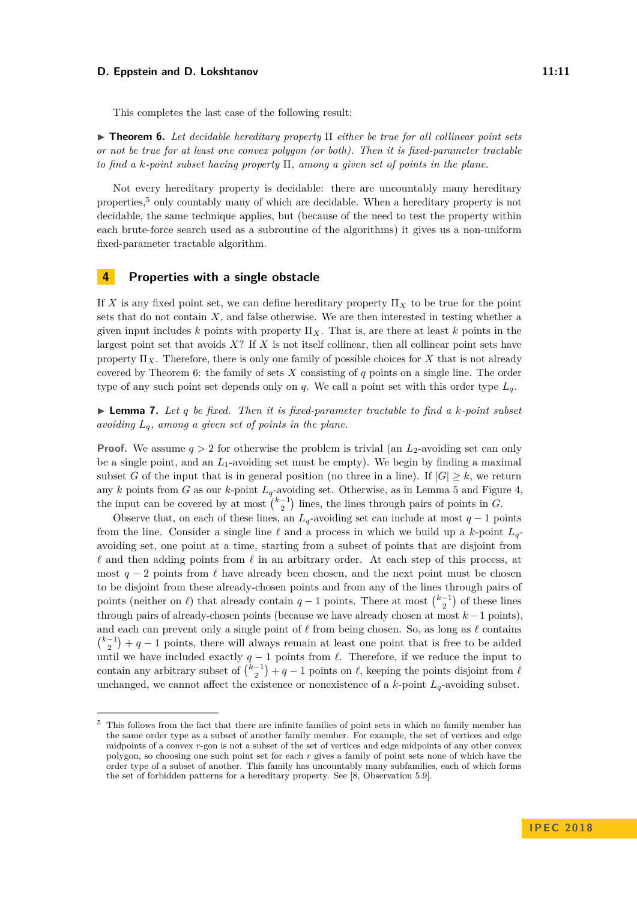This completes the last case of the following result:

▶ **Theorem 6.** *Let decidable hereditary property* $\Pi$ *either be true for all collinear point sets or not be true for at least one convex polygon (or both). Then it is fixed-parameter tractable to find a* $k$*-point subset having property* $\Pi$*, among a given set of points in the plane.*

Not every hereditary property is decidable: there are uncountably many hereditary properties,[5] only countably many of which are decidable. When a hereditary property is not decidable, the same technique applies, but (because of the need to test the property within each brute-force search used as a subroutine of the algorithms) it gives us a non-uniform fixed-parameter tractable algorithm.

## 4 Properties with a single obstacle

If $X$ is any fixed point set, we can define hereditary property $\Pi_X$ to be true for the point sets that do not contain $X$, and false otherwise. We are then interested in testing whether a given input includes $k$ points with property $\Pi_X$. That is, are there at least $k$ points in the largest point set that avoids $X$? If $X$ is not itself collinear, then all collinear point sets have property $\Pi_X$. Therefore, there is only one family of possible choices for $X$ that is not already covered by Theorem 6: the family of sets $X$ consisting of $q$ points on a single line. The order type of any such point set depends only on $q$. We call a point set with this order type $L_q$.

▶ **Lemma 7.** *Let* $q$ *be fixed. Then it is fixed-parameter tractable to find a* $k$*-point subset avoiding* $L_q$*, among a given set of points in the plane.*

**Proof.** We assume $q > 2$ for otherwise the problem is trivial (an $L_2$-avoiding set can only be a single point, and an $L_1$-avoiding set must be empty). We begin by finding a maximal subset $G$ of the input that is in general position (no three in a line). If $|G| \geq k$, we return any $k$ points from $G$ as our $k$-point $L_q$-avoiding set. Otherwise, as in Lemma 5 and Figure 4, the input can be covered by at most $\binom{k-1}{2}$ lines, the lines through pairs of points in $G$.

Observe that, on each of these lines, an $L_q$-avoiding set can include at most $q-1$ points from the line. Consider a single line $\ell$ and a process in which we build up a $k$-point $L_q$-avoiding set, one point at a time, starting from a subset of points that are disjoint from $\ell$ and then adding points from $\ell$ in an arbitrary order. At each step of this process, at most $q-2$ points from $\ell$ have already been chosen, and the next point must be chosen to be disjoint from these already-chosen points and from any of the lines through pairs of points (neither on $\ell$) that already contain $q-1$ points. There at most $\binom{k-1}{2}$ of these lines through pairs of already-chosen points (because we have already chosen at most $k-1$ points), and each can prevent only a single point of $\ell$ from being chosen. So, as long as $\ell$ contains $\binom{k-1}{2} + q - 1$ points, there will always remain at least one point that is free to be added until we have included exactly $q-1$ points from $\ell$. Therefore, if we reduce the input to contain any arbitrary subset of $\binom{k-1}{2} + q - 1$ points on $\ell$, keeping the points disjoint from $\ell$ unchanged, we cannot affect the existence or nonexistence of a $k$-point $L_q$-avoiding subset.

---

[5] This follows from the fact that there are infinite families of point sets in which no family member has the same order type as a subset of another family member. For example, the set of vertices and edge midpoints of a convex $r$-gon is not a subset of the set of vertices and edge midpoints of any other convex polygon, so choosing one such point set for each $r$ gives a family of point sets none of which have the order type of a subset of another. This family has uncountably many subfamilies, each of which forms the set of forbidden patterns for a hereditary property. See [8, Observation 5.9].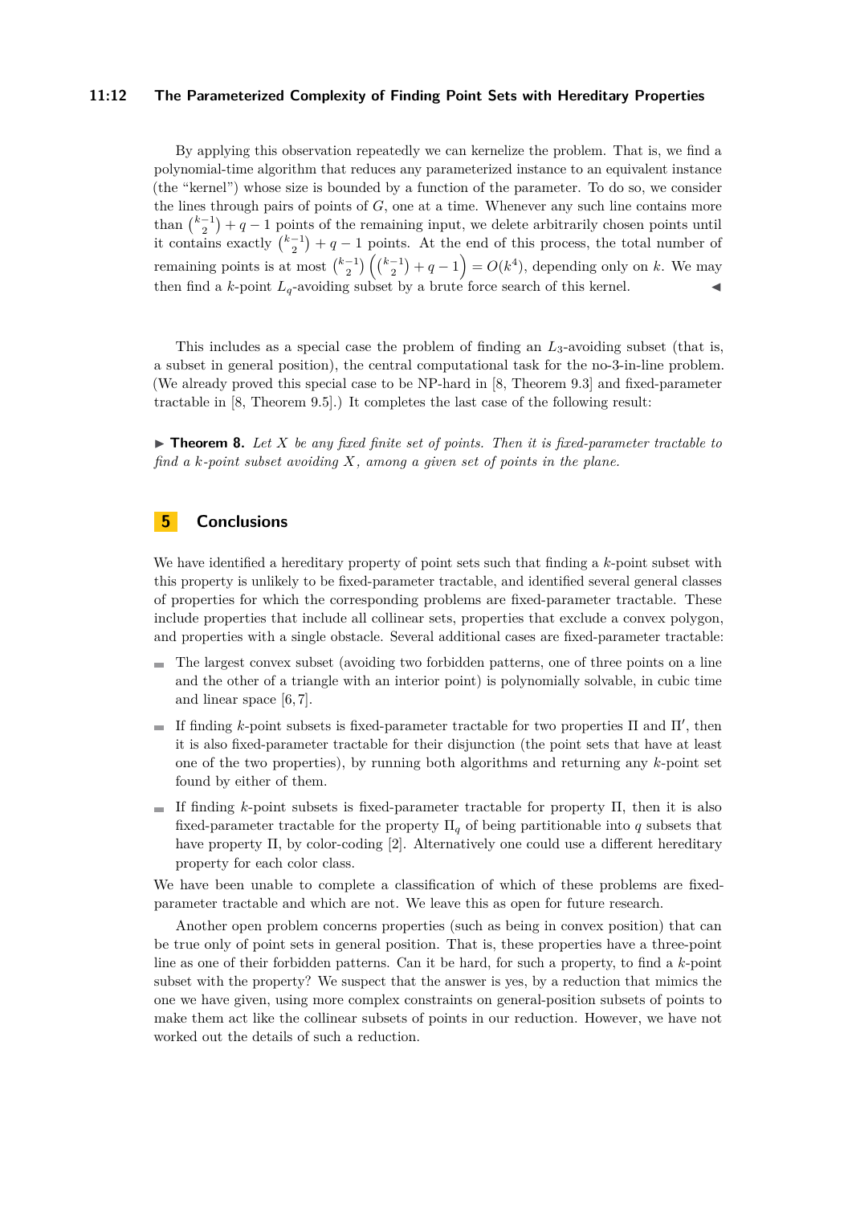By applying this observation repeatedly we can kernelize the problem. That is, we find a polynomial-time algorithm that reduces any parameterized instance to an equivalent instance (the "kernel") whose size is bounded by a function of the parameter. To do so, we consider the lines through pairs of points of $G$, one at a time. Whenever any such line contains more than $\binom{k-1}{2} + q - 1$ points of the remaining input, we delete arbitrarily chosen points until it contains exactly $\binom{k-1}{2} + q - 1$ points. At the end of this process, the total number of remaining points is at most $\binom{k-1}{2}\left(\binom{k-1}{2} + q - 1\right) = O(k^4)$, depending only on $k$. We may then find a $k$-point $L_q$-avoiding subset by a brute force search of this kernel. ◀

This includes as a special case the problem of finding an $L_3$-avoiding subset (that is, a subset in general position), the central computational task for the no-3-in-line problem. (We already proved this special case to be NP-hard in [8, Theorem 9.3] and fixed-parameter tractable in [8, Theorem 9.5].) It completes the last case of the following result:

▶ **Theorem 8.** *Let $X$ be any fixed finite set of points. Then it is fixed-parameter tractable to find a $k$-point subset avoiding $X$, among a given set of points in the plane.*

## 5 Conclusions

We have identified a hereditary property of point sets such that finding a $k$-point subset with this property is unlikely to be fixed-parameter tractable, and identified several general classes of properties for which the corresponding problems are fixed-parameter tractable. These include properties that include all collinear sets, properties that exclude a convex polygon, and properties with a single obstacle. Several additional cases are fixed-parameter tractable:

- The largest convex subset (avoiding two forbidden patterns, one of three points on a line and the other of a triangle with an interior point) is polynomially solvable, in cubic time and linear space [6, 7].
- If finding $k$-point subsets is fixed-parameter tractable for two properties $\Pi$ and $\Pi'$, then it is also fixed-parameter tractable for their disjunction (the point sets that have at least one of the two properties), by running both algorithms and returning any $k$-point set found by either of them.
- If finding $k$-point subsets is fixed-parameter tractable for property $\Pi$, then it is also fixed-parameter tractable for the property $\Pi_q$ of being partitionable into $q$ subsets that have property $\Pi$, by color-coding [2]. Alternatively one could use a different hereditary property for each color class.

We have been unable to complete a classification of which of these problems are fixed-parameter tractable and which are not. We leave this as open for future research.

Another open problem concerns properties (such as being in convex position) that can be true only of point sets in general position. That is, these properties have a three-point line as one of their forbidden patterns. Can it be hard, for such a property, to find a $k$-point subset with the property? We suspect that the answer is yes, by a reduction that mimics the one we have given, using more complex constraints on general-position subsets of points to make them act like the collinear subsets of points in our reduction. However, we have not worked out the details of such a reduction.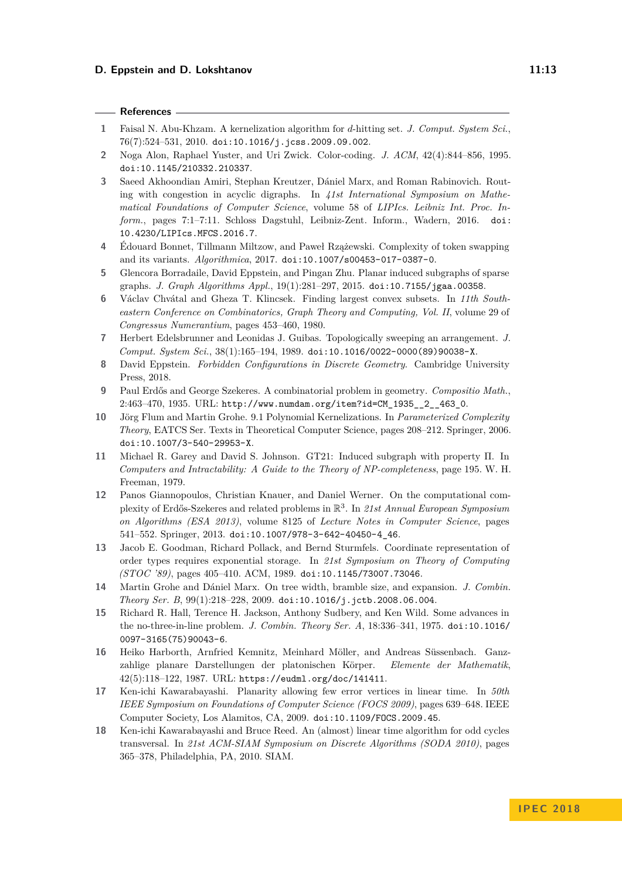## References

1. Faisal N. Abu-Khzam. A kernelization algorithm for $d$-hitting set. *J. Comput. System Sci.*, 76(7):524–531, 2010. doi:10.1016/j.jcss.2009.09.002.
2. Noga Alon, Raphael Yuster, and Uri Zwick. Color-coding. *J. ACM*, 42(4):844–856, 1995. doi:10.1145/210332.210337.
3. Saeed Akhoondian Amiri, Stephan Kreutzer, Dániel Marx, and Roman Rabinovich. Routing with congestion in acyclic digraphs. In *41st International Symposium on Mathematical Foundations of Computer Science*, volume 58 of *LIPIcs. Leibniz Int. Proc. Inform.*, pages 7:1–7:11. Schloss Dagstuhl, Leibniz-Zent. Inform., Wadern, 2016. doi:10.4230/LIPIcs.MFCS.2016.7.
4. Édouard Bonnet, Tillmann Miltzow, and Paweł Rzążewski. Complexity of token swapping and its variants. *Algorithmica*, 2017. doi:10.1007/s00453-017-0387-0.
5. Glencora Borradaile, David Eppstein, and Pingan Zhu. Planar induced subgraphs of sparse graphs. *J. Graph Algorithms Appl.*, 19(1):281–297, 2015. doi:10.7155/jgaa.00358.
6. Václav Chvátal and Gheza T. Klincsek. Finding largest convex subsets. In *11th Southeastern Conference on Combinatorics, Graph Theory and Computing, Vol. II*, volume 29 of *Congressus Numerantium*, pages 453–460, 1980.
7. Herbert Edelsbrunner and Leonidas J. Guibas. Topologically sweeping an arrangement. *J. Comput. System Sci.*, 38(1):165–194, 1989. doi:10.1016/0022-0000(89)90038-X.
8. David Eppstein. *Forbidden Configurations in Discrete Geometry*. Cambridge University Press, 2018.
9. Paul Erdős and George Szekeres. A combinatorial problem in geometry. *Compositio Math.*, 2:463–470, 1935. URL: http://www.numdam.org/item?id=CM_1935__2__463_0.
10. Jörg Flum and Martin Grohe. 9.1 Polynomial Kernelizations. In *Parameterized Complexity Theory*, EATCS Ser. Texts in Theoretical Computer Science, pages 208–212. Springer, 2006. doi:10.1007/3-540-29953-X.
11. Michael R. Garey and David S. Johnson. GT21: Induced subgraph with property Π. In *Computers and Intractability: A Guide to the Theory of NP-completeness*, page 195. W. H. Freeman, 1979.
12. Panos Giannopoulos, Christian Knauer, and Daniel Werner. On the computational complexity of Erdős-Szekeres and related problems in $\mathbb{R}^3$. In *21st Annual European Symposium on Algorithms (ESA 2013)*, volume 8125 of *Lecture Notes in Computer Science*, pages 541–552. Springer, 2013. doi:10.1007/978-3-642-40450-4_46.
13. Jacob E. Goodman, Richard Pollack, and Bernd Sturmfels. Coordinate representation of order types requires exponential storage. In *21st Symposium on Theory of Computing (STOC '89)*, pages 405–410. ACM, 1989. doi:10.1145/73007.73046.
14. Martin Grohe and Dániel Marx. On tree width, bramble size, and expansion. *J. Combin. Theory Ser. B*, 99(1):218–228, 2009. doi:10.1016/j.jctb.2008.06.004.
15. Richard R. Hall, Terence H. Jackson, Anthony Sudbery, and Ken Wild. Some advances in the no-three-in-line problem. *J. Combin. Theory Ser. A*, 18:336–341, 1975. doi:10.1016/0097-3165(75)90043-6.
16. Heiko Harborth, Arnfried Kemnitz, Meinhard Möller, and Andreas Süssenbach. Ganzzahlige planare Darstellungen der platonischen Körper. *Elemente der Mathematik*, 42(5):118–122, 1987. URL: https://eudml.org/doc/141411.
17. Ken-ichi Kawarabayashi. Planarity allowing few error vertices in linear time. In *50th IEEE Symposium on Foundations of Computer Science (FOCS 2009)*, pages 639–648. IEEE Computer Society, Los Alamitos, CA, 2009. doi:10.1109/FOCS.2009.45.
18. Ken-ichi Kawarabayashi and Bruce Reed. An (almost) linear time algorithm for odd cycles transversal. In *21st ACM-SIAM Symposium on Discrete Algorithms (SODA 2010)*, pages 365–378, Philadelphia, PA, 2010. SIAM.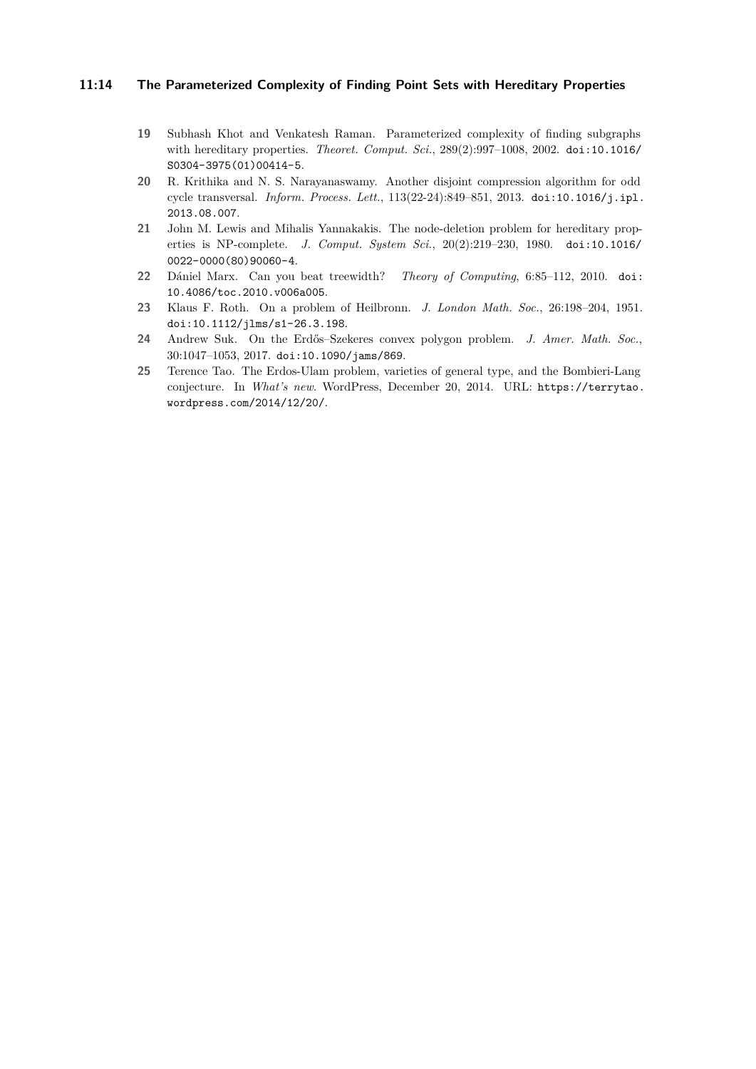19 Subhash Khot and Venkatesh Raman. Parameterized complexity of finding subgraphs with hereditary properties. *Theoret. Comput. Sci.*, 289(2):997–1008, 2002. doi:10.1016/S0304-3975(01)00414-5.

20 R. Krithika and N. S. Narayanaswamy. Another disjoint compression algorithm for odd cycle transversal. *Inform. Process. Lett.*, 113(22-24):849–851, 2013. doi:10.1016/j.ipl.2013.08.007.

21 John M. Lewis and Mihalis Yannakakis. The node-deletion problem for hereditary properties is NP-complete. *J. Comput. System Sci.*, 20(2):219–230, 1980. doi:10.1016/0022-0000(80)90060-4.

22 Dániel Marx. Can you beat treewidth? *Theory of Computing*, 6:85–112, 2010. doi:10.4086/toc.2010.v006a005.

23 Klaus F. Roth. On a problem of Heilbronn. *J. London Math. Soc.*, 26:198–204, 1951. doi:10.1112/jlms/s1-26.3.198.

24 Andrew Suk. On the Erdős–Szekeres convex polygon problem. *J. Amer. Math. Soc.*, 30:1047–1053, 2017. doi:10.1090/jams/869.

25 Terence Tao. The Erdos-Ulam problem, varieties of general type, and the Bombieri-Lang conjecture. In *What's new*. WordPress, December 20, 2014. URL: https://terrytao.wordpress.com/2014/12/20/.